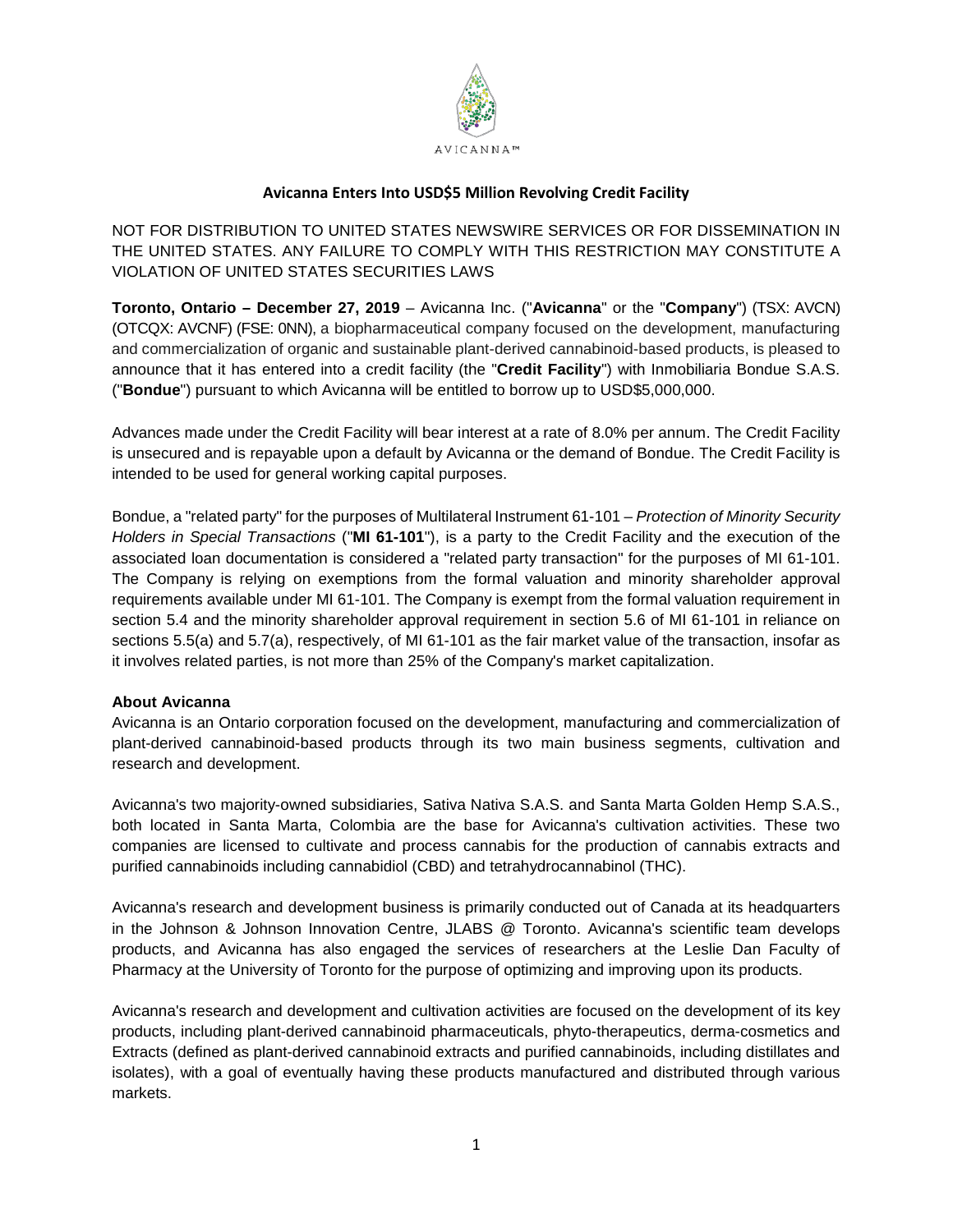AVICANNA™

# Avicanna Enters Into USD$5 Million Revolving Credit Facility

NOT FOR DISTRIBUTION TO UNITED STATES NEWSWIRE SERVICES OR FOR DISSEMINATION IN THE UNITED STATES. ANY FAILURE TO COMPLY WITH THIS RESTRICTION MAY CONSTITUTE A VIOLATION OF UNITED STATES SECURITIES LAWS

**Toronto, Ontario – December 27, 2019** – Avicanna Inc. ("**Avicanna**" or the "**Company**") (TSX: AVCN) (OTCQX: AVCNF) (FSE: 0NN), a biopharmaceutical company focused on the development, manufacturing and commercialization of organic and sustainable plant-derived cannabinoid-based products, is pleased to announce that it has entered into a credit facility (the "**Credit Facility**") with Inmobiliaria Bondue S.A.S. ("**Bondue**") pursuant to which Avicanna will be entitled to borrow up to USD$5,000,000.

Advances made under the Credit Facility will bear interest at a rate of 8.0% per annum. The Credit Facility is unsecured and is repayable upon a default by Avicanna or the demand of Bondue. The Credit Facility is intended to be used for general working capital purposes.

Bondue, a "related party" for the purposes of Multilateral Instrument 61-101 – *Protection of Minority Security Holders in Special Transactions* ("**MI 61-101**"), is a party to the Credit Facility and the execution of the associated loan documentation is considered a "related party transaction" for the purposes of MI 61-101. The Company is relying on exemptions from the formal valuation and minority shareholder approval requirements available under MI 61-101. The Company is exempt from the formal valuation requirement in section 5.4 and the minority shareholder approval requirement in section 5.6 of MI 61-101 in reliance on sections 5.5(a) and 5.7(a), respectively, of MI 61-101 as the fair market value of the transaction, insofar as it involves related parties, is not more than 25% of the Company's market capitalization.

**About Avicanna**

Avicanna is an Ontario corporation focused on the development, manufacturing and commercialization of plant-derived cannabinoid-based products through its two main business segments, cultivation and research and development.

Avicanna's two majority-owned subsidiaries, Sativa Nativa S.A.S. and Santa Marta Golden Hemp S.A.S., both located in Santa Marta, Colombia are the base for Avicanna's cultivation activities. These two companies are licensed to cultivate and process cannabis for the production of cannabis extracts and purified cannabinoids including cannabidiol (CBD) and tetrahydrocannabinol (THC).

Avicanna's research and development business is primarily conducted out of Canada at its headquarters in the Johnson & Johnson Innovation Centre, JLABS @ Toronto. Avicanna's scientific team develops products, and Avicanna has also engaged the services of researchers at the Leslie Dan Faculty of Pharmacy at the University of Toronto for the purpose of optimizing and improving upon its products.

Avicanna's research and development and cultivation activities are focused on the development of its key products, including plant-derived cannabinoid pharmaceuticals, phyto-therapeutics, derma-cosmetics and Extracts (defined as plant-derived cannabinoid extracts and purified cannabinoids, including distillates and isolates), with a goal of eventually having these products manufactured and distributed through various markets.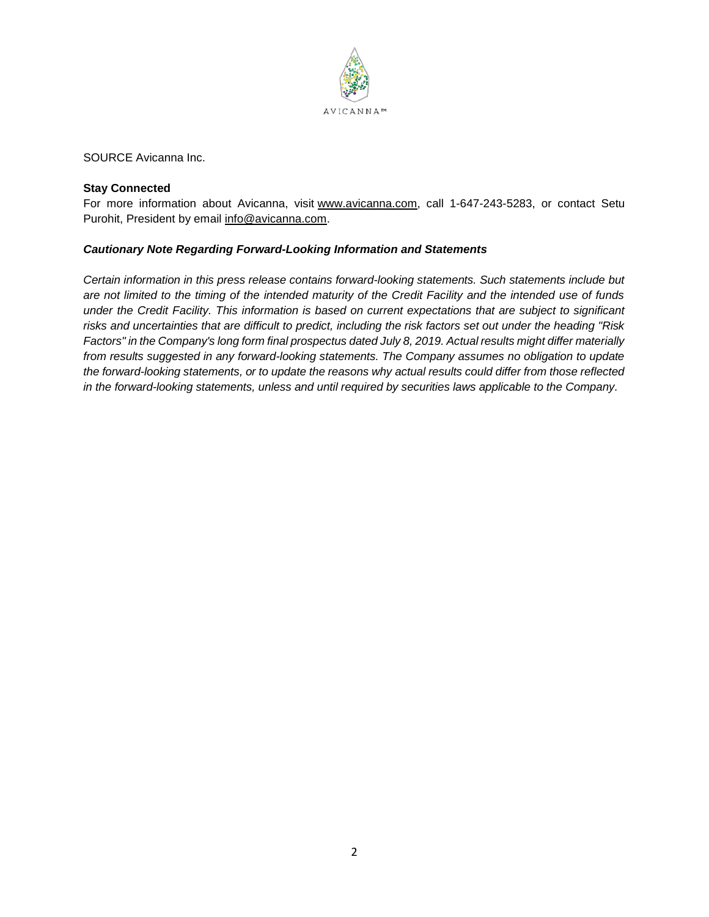SOURCE Avicanna Inc.

**Stay Connected**

For more information about Avicanna, visit www.avicanna.com, call 1-647-243-5283, or contact Setu Purohit, President by email info@avicanna.com.

***Cautionary Note Regarding Forward-Looking Information and Statements***

*Certain information in this press release contains forward-looking statements. Such statements include but are not limited to the timing of the intended maturity of the Credit Facility and the intended use of funds under the Credit Facility. This information is based on current expectations that are subject to significant risks and uncertainties that are difficult to predict, including the risk factors set out under the heading "Risk Factors" in the Company's long form final prospectus dated July 8, 2019. Actual results might differ materially from results suggested in any forward-looking statements. The Company assumes no obligation to update the forward-looking statements, or to update the reasons why actual results could differ from those reflected in the forward-looking statements, unless and until required by securities laws applicable to the Company.*